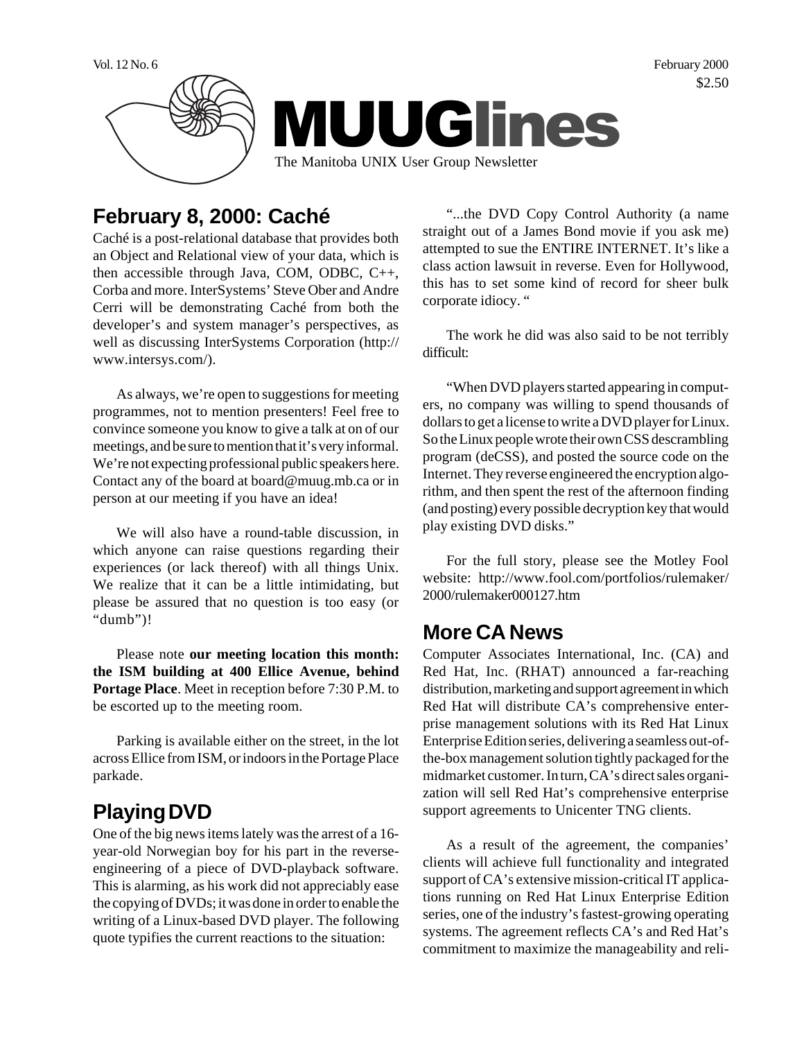# MUUGlines

The Manitoba UNIX User Group Newsletter

Vol. 12 No. 6 February 2000 $2.50

## February 8, 2000: Caché

Caché is a post-relational database that provides both an Object and Relational view of your data, which is then accessible through Java, COM, ODBC, C++, Corba and more. InterSystems' Steve Ober and Andre Cerri will be demonstrating Caché from both the developer's and system manager's perspectives, as well as discussing InterSystems Corporation (http://www.intersys.com/).

As always, we're open to suggestions for meeting programmes, not to mention presenters! Feel free to convince someone you know to give a talk at on of our meetings, and be sure to mention that it's very informal. We're not expecting professional public speakers here. Contact any of the board at board@muug.mb.ca or in person at our meeting if you have an idea!

We will also have a round-table discussion, in which anyone can raise questions regarding their experiences (or lack thereof) with all things Unix. We realize that it can be a little intimidating, but please be assured that no question is too easy (or "dumb")!

Please note **our meeting location this month: the ISM building at 400 Ellice Avenue, behind Portage Place**. Meet in reception before 7:30 P.M. to be escorted up to the meeting room.

Parking is available either on the street, in the lot across Ellice from ISM, or indoors in the Portage Place parkade.

## Playing DVD

One of the big news items lately was the arrest of a 16-year-old Norwegian boy for his part in the reverse-engineering of a piece of DVD-playback software. This is alarming, as his work did not appreciably ease the copying of DVDs; it was done in order to enable the writing of a Linux-based DVD player. The following quote typifies the current reactions to the situation:

"...the DVD Copy Control Authority (a name straight out of a James Bond movie if you ask me) attempted to sue the ENTIRE INTERNET. It's like a class action lawsuit in reverse. Even for Hollywood, this has to set some kind of record for sheer bulk corporate idiocy. "

The work he did was also said to be not terribly difficult:

"When DVD players started appearing in computers, no company was willing to spend thousands of dollars to get a license to write a DVD player for Linux. So the Linux people wrote their own CSS descrambling program (deCSS), and posted the source code on the Internet. They reverse engineered the encryption algorithm, and then spent the rest of the afternoon finding (and posting) every possible decryption key that would play existing DVD disks."

For the full story, please see the Motley Fool website: http://www.fool.com/portfolios/rulemaker/2000/rulemaker000127.htm

## More CA News

Computer Associates International, Inc. (CA) and Red Hat, Inc. (RHAT) announced a far-reaching distribution, marketing and support agreement in which Red Hat will distribute CA's comprehensive enterprise management solutions with its Red Hat Linux Enterprise Edition series, delivering a seamless out-of-the-box management solution tightly packaged for the midmarket customer. In turn, CA's direct sales organization will sell Red Hat's comprehensive enterprise support agreements to Unicenter TNG clients.

As a result of the agreement, the companies' clients will achieve full functionality and integrated support of CA's extensive mission-critical IT applications running on Red Hat Linux Enterprise Edition series, one of the industry's fastest-growing operating systems. The agreement reflects CA's and Red Hat's commitment to maximize the manageability and reli-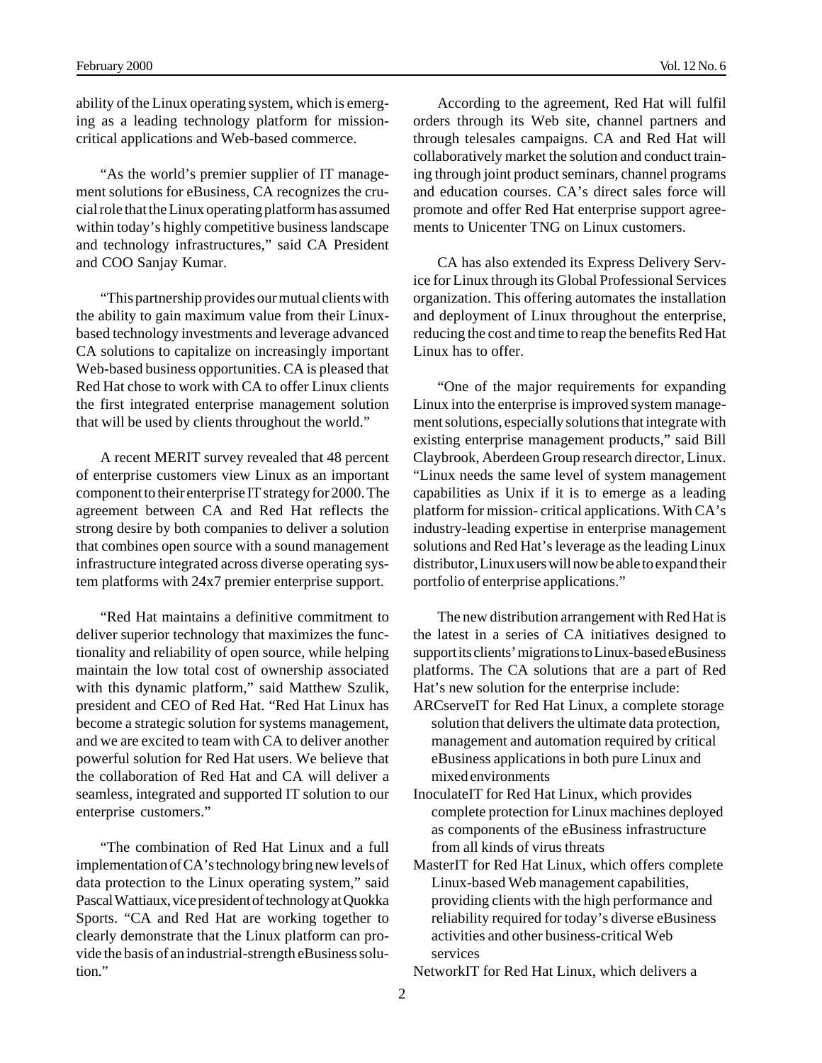ability of the Linux operating system, which is emerging as a leading technology platform for mission-critical applications and Web-based commerce.

"As the world's premier supplier of IT management solutions for eBusiness, CA recognizes the crucial role that the Linux operating platform has assumed within today's highly competitive business landscape and technology infrastructures," said CA President and COO Sanjay Kumar.

"This partnership provides our mutual clients with the ability to gain maximum value from their Linux-based technology investments and leverage advanced CA solutions to capitalize on increasingly important Web-based business opportunities. CA is pleased that Red Hat chose to work with CA to offer Linux clients the first integrated enterprise management solution that will be used by clients throughout the world."

A recent MERIT survey revealed that 48 percent of enterprise customers view Linux as an important component to their enterprise IT strategy for 2000. The agreement between CA and Red Hat reflects the strong desire by both companies to deliver a solution that combines open source with a sound management infrastructure integrated across diverse operating system platforms with 24x7 premier enterprise support.

"Red Hat maintains a definitive commitment to deliver superior technology that maximizes the functionality and reliability of open source, while helping maintain the low total cost of ownership associated with this dynamic platform," said Matthew Szulik, president and CEO of Red Hat. "Red Hat Linux has become a strategic solution for systems management, and we are excited to team with CA to deliver another powerful solution for Red Hat users. We believe that the collaboration of Red Hat and CA will deliver a seamless, integrated and supported IT solution to our enterprise customers."

"The combination of Red Hat Linux and a full implementation of CA's technology bring new levels of data protection to the Linux operating system," said Pascal Wattiaux, vice president of technology at Quokka Sports. "CA and Red Hat are working together to clearly demonstrate that the Linux platform can provide the basis of an industrial-strength eBusiness solution."

According to the agreement, Red Hat will fulfil orders through its Web site, channel partners and through telesales campaigns. CA and Red Hat will collaboratively market the solution and conduct training through joint product seminars, channel programs and education courses. CA's direct sales force will promote and offer Red Hat enterprise support agreements to Unicenter TNG on Linux customers.

CA has also extended its Express Delivery Service for Linux through its Global Professional Services organization. This offering automates the installation and deployment of Linux throughout the enterprise, reducing the cost and time to reap the benefits Red Hat Linux has to offer.

"One of the major requirements for expanding Linux into the enterprise is improved system management solutions, especially solutions that integrate with existing enterprise management products," said Bill Claybrook, Aberdeen Group research director, Linux. "Linux needs the same level of system management capabilities as Unix if it is to emerge as a leading platform for mission- critical applications. With CA's industry-leading expertise in enterprise management solutions and Red Hat's leverage as the leading Linux distributor, Linux users will now be able to expand their portfolio of enterprise applications."

The new distribution arrangement with Red Hat is the latest in a series of CA initiatives designed to support its clients' migrations to Linux-based eBusiness platforms. The CA solutions that are a part of Red Hat's new solution for the enterprise include:

ARCserveIT for Red Hat Linux, a complete storage solution that delivers the ultimate data protection, management and automation required by critical eBusiness applications in both pure Linux and mixed environments

InoculateIT for Red Hat Linux, which provides complete protection for Linux machines deployed as components of the eBusiness infrastructure from all kinds of virus threats

MasterIT for Red Hat Linux, which offers complete Linux-based Web management capabilities, providing clients with the high performance and reliability required for today's diverse eBusiness activities and other business-critical Web services

NetworkIT for Red Hat Linux, which delivers a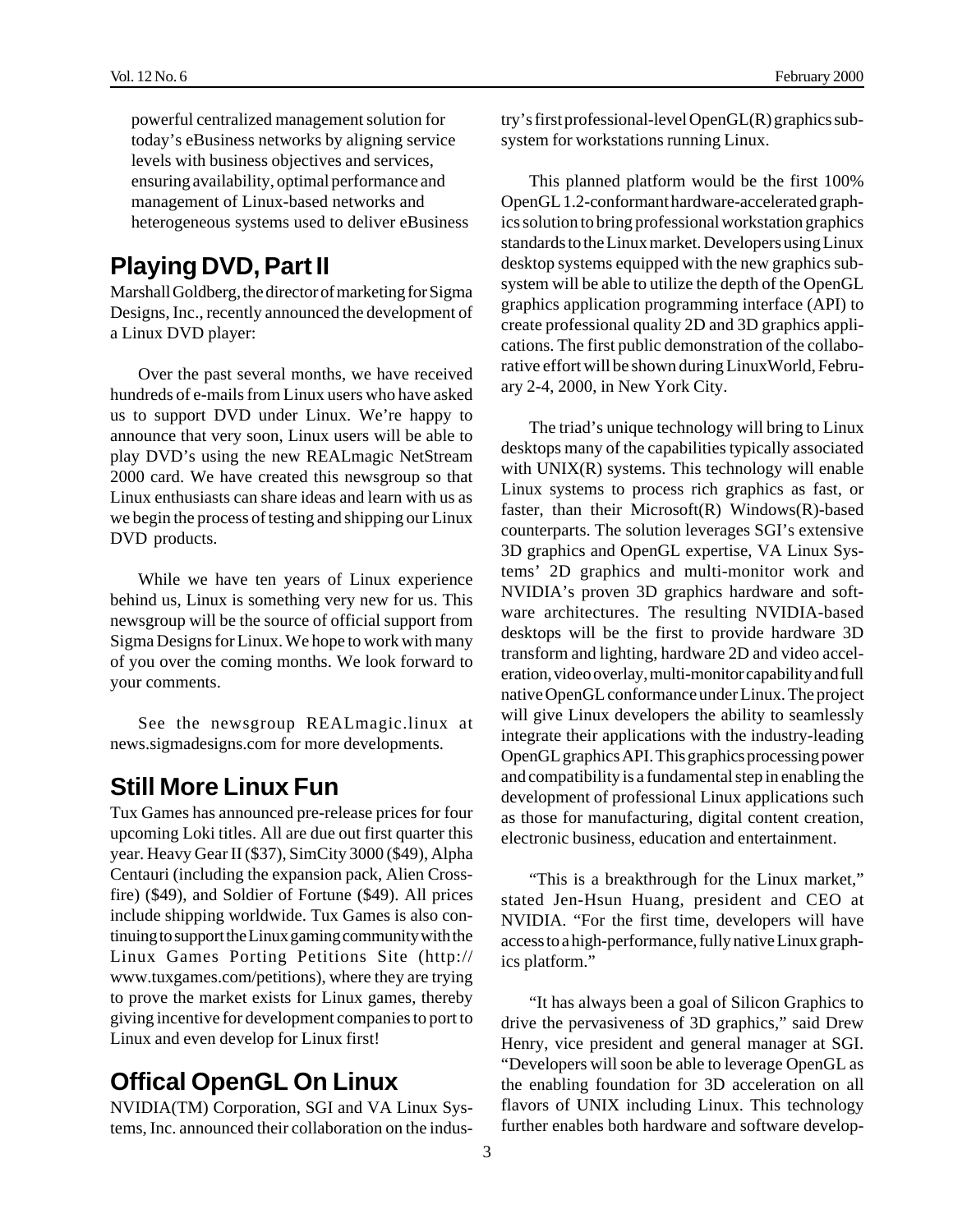powerful centralized management solution for today's eBusiness networks by aligning service levels with business objectives and services, ensuring availability, optimal performance and management of Linux-based networks and heterogeneous systems used to deliver eBusiness

## Playing DVD, Part II

Marshall Goldberg, the director of marketing for Sigma Designs, Inc., recently announced the development of a Linux DVD player:

Over the past several months, we have received hundreds of e-mails from Linux users who have asked us to support DVD under Linux. We're happy to announce that very soon, Linux users will be able to play DVD's using the new REALmagic NetStream 2000 card. We have created this newsgroup so that Linux enthusiasts can share ideas and learn with us as we begin the process of testing and shipping our Linux DVD products.

While we have ten years of Linux experience behind us, Linux is something very new for us. This newsgroup will be the source of official support from Sigma Designs for Linux. We hope to work with many of you over the coming months. We look forward to your comments.

See the newsgroup REALmagic.linux at news.sigmadesigns.com for more developments.

## Still More Linux Fun

Tux Games has announced pre-release prices for four upcoming Loki titles. All are due out first quarter this year. Heavy Gear II ($37), SimCity 3000 ($49), Alpha Centauri (including the expansion pack, Alien Crossfire) ($49), and Soldier of Fortune ($49). All prices include shipping worldwide. Tux Games is also continuing to support the Linux gaming community with the Linux Games Porting Petitions Site (http://www.tuxgames.com/petitions), where they are trying to prove the market exists for Linux games, thereby giving incentive for development companies to port to Linux and even develop for Linux first!

## Offical OpenGL On Linux

NVIDIA(TM) Corporation, SGI and VA Linux Systems, Inc. announced their collaboration on the industry's first professional-level OpenGL(R) graphics subsystem for workstations running Linux.

This planned platform would be the first 100% OpenGL 1.2-conformant hardware-accelerated graphics solution to bring professional workstation graphics standards to the Linux market. Developers using Linux desktop systems equipped with the new graphics subsystem will be able to utilize the depth of the OpenGL graphics application programming interface (API) to create professional quality 2D and 3D graphics applications. The first public demonstration of the collaborative effort will be shown during LinuxWorld, February 2-4, 2000, in New York City.

The triad's unique technology will bring to Linux desktops many of the capabilities typically associated with UNIX(R) systems. This technology will enable Linux systems to process rich graphics as fast, or faster, than their Microsoft(R) Windows(R)-based counterparts. The solution leverages SGI's extensive 3D graphics and OpenGL expertise, VA Linux Systems' 2D graphics and multi-monitor work and NVIDIA's proven 3D graphics hardware and software architectures. The resulting NVIDIA-based desktops will be the first to provide hardware 3D transform and lighting, hardware 2D and video acceleration, video overlay, multi-monitor capability and full native OpenGL conformance under Linux. The project will give Linux developers the ability to seamlessly integrate their applications with the industry-leading OpenGL graphics API. This graphics processing power and compatibility is a fundamental step in enabling the development of professional Linux applications such as those for manufacturing, digital content creation, electronic business, education and entertainment.

"This is a breakthrough for the Linux market," stated Jen-Hsun Huang, president and CEO at NVIDIA. "For the first time, developers will have access to a high-performance, fully native Linux graphics platform."

"It has always been a goal of Silicon Graphics to drive the pervasiveness of 3D graphics," said Drew Henry, vice president and general manager at SGI. "Developers will soon be able to leverage OpenGL as the enabling foundation for 3D acceleration on all flavors of UNIX including Linux. This technology further enables both hardware and software develop-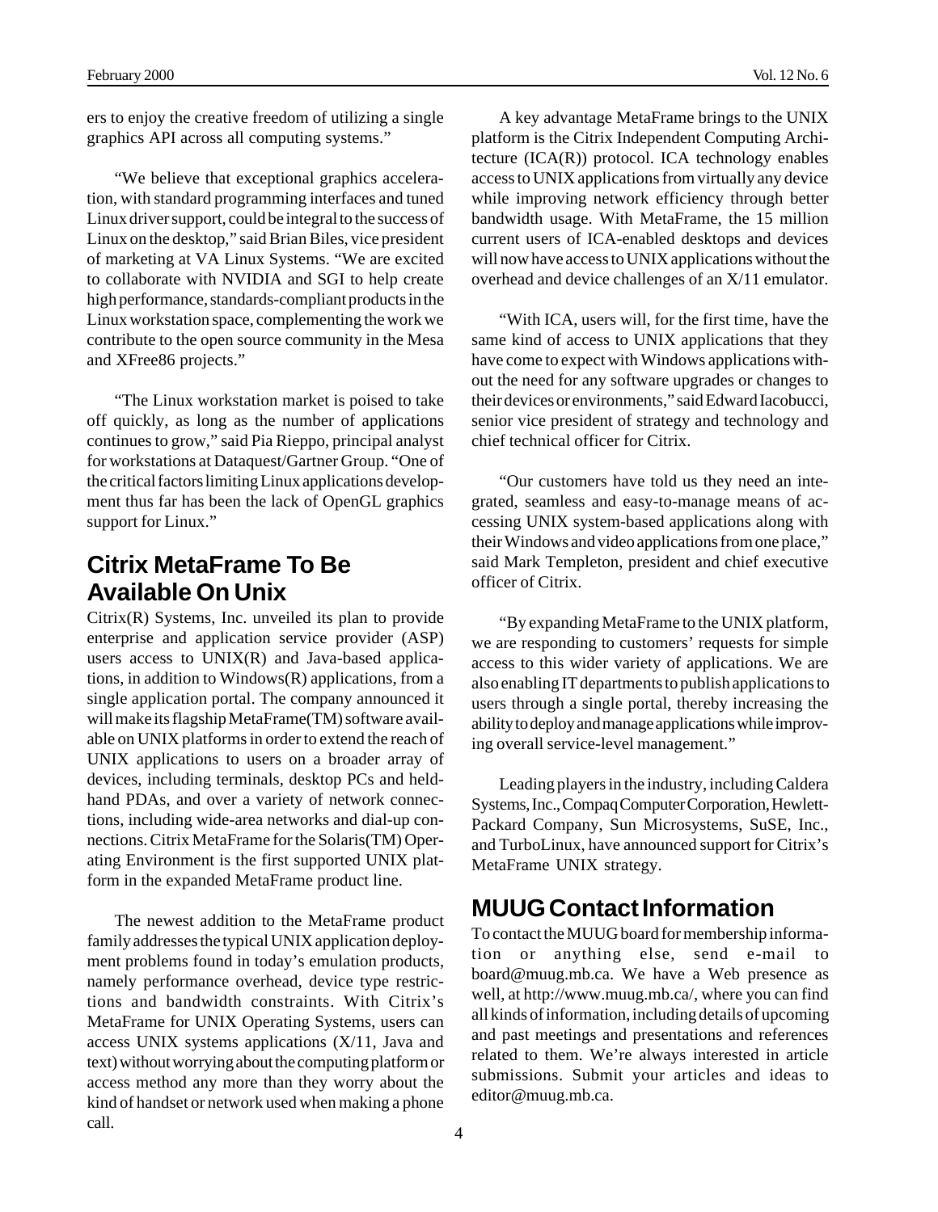ers to enjoy the creative freedom of utilizing a single graphics API across all computing systems."

"We believe that exceptional graphics acceleration, with standard programming interfaces and tuned Linux driver support, could be integral to the success of Linux on the desktop," said Brian Biles, vice president of marketing at VA Linux Systems. "We are excited to collaborate with NVIDIA and SGI to help create high performance, standards-compliant products in the Linux workstation space, complementing the work we contribute to the open source community in the Mesa and XFree86 projects."

"The Linux workstation market is poised to take off quickly, as long as the number of applications continues to grow," said Pia Rieppo, principal analyst for workstations at Dataquest/Gartner Group. "One of the critical factors limiting Linux applications development thus far has been the lack of OpenGL graphics support for Linux."

## Citrix MetaFrame To Be Available On Unix

Citrix(R) Systems, Inc. unveiled its plan to provide enterprise and application service provider (ASP) users access to UNIX(R) and Java-based applications, in addition to Windows(R) applications, from a single application portal. The company announced it will make its flagship MetaFrame(TM) software available on UNIX platforms in order to extend the reach of UNIX applications to users on a broader array of devices, including terminals, desktop PCs and held-hand PDAs, and over a variety of network connections, including wide-area networks and dial-up connections. Citrix MetaFrame for the Solaris(TM) Operating Environment is the first supported UNIX platform in the expanded MetaFrame product line.

The newest addition to the MetaFrame product family addresses the typical UNIX application deployment problems found in today's emulation products, namely performance overhead, device type restrictions and bandwidth constraints. With Citrix's MetaFrame for UNIX Operating Systems, users can access UNIX systems applications (X/11, Java and text) without worrying about the computing platform or access method any more than they worry about the kind of handset or network used when making a phone call.

A key advantage MetaFrame brings to the UNIX platform is the Citrix Independent Computing Architecture (ICA(R)) protocol. ICA technology enables access to UNIX applications from virtually any device while improving network efficiency through better bandwidth usage. With MetaFrame, the 15 million current users of ICA-enabled desktops and devices will now have access to UNIX applications without the overhead and device challenges of an X/11 emulator.

"With ICA, users will, for the first time, have the same kind of access to UNIX applications that they have come to expect with Windows applications without the need for any software upgrades or changes to their devices or environments," said Edward Iacobucci, senior vice president of strategy and technology and chief technical officer for Citrix.

"Our customers have told us they need an integrated, seamless and easy-to-manage means of accessing UNIX system-based applications along with their Windows and video applications from one place," said Mark Templeton, president and chief executive officer of Citrix.

"By expanding MetaFrame to the UNIX platform, we are responding to customers' requests for simple access to this wider variety of applications. We are also enabling IT departments to publish applications to users through a single portal, thereby increasing the ability to deploy and manage applications while improving overall service-level management."

Leading players in the industry, including Caldera Systems, Inc., Compaq Computer Corporation, Hewlett-Packard Company, Sun Microsystems, SuSE, Inc., and TurboLinux, have announced support for Citrix's MetaFrame UNIX strategy.

## MUUG Contact Information

To contact the MUUG board for membership information or anything else, send e-mail to board@muug.mb.ca. We have a Web presence as well, at http://www.muug.mb.ca/, where you can find all kinds of information, including details of upcoming and past meetings and presentations and references related to them. We're always interested in article submissions. Submit your articles and ideas to editor@muug.mb.ca.